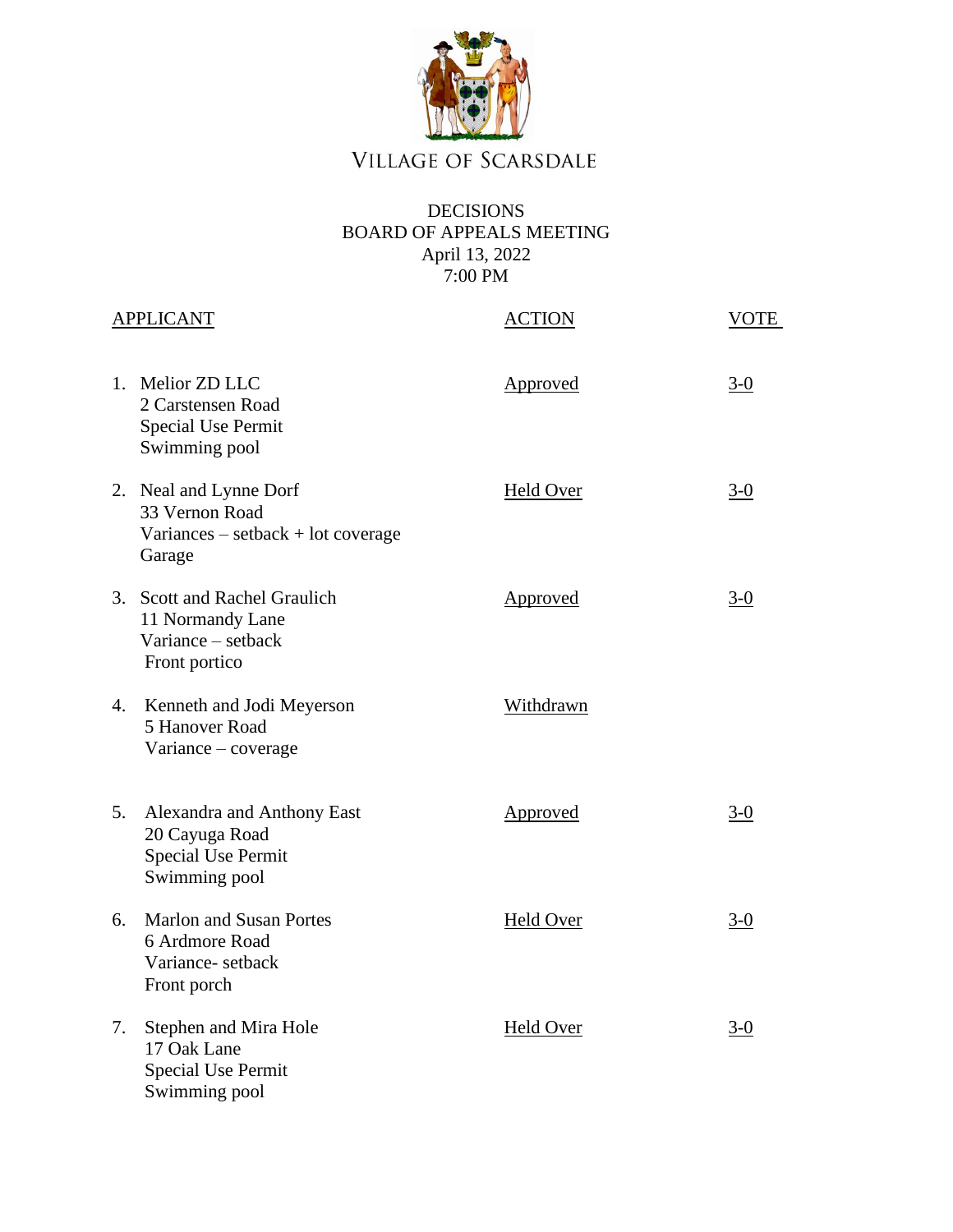VILLAGE OF SCARSDALE

DECISIONS
BOARD OF APPEALS MEETING
April 13, 2022
7:00 PM

| APPLICANT | ACTION | VOTE |
| --- | --- | --- |
| 1. Melior ZD LLC<br>2 Carstensen Road<br>Special Use Permit<br>Swimming pool | Approved | 3-0 |
| 2. Neal and Lynne Dorf<br>33 Vernon Road<br>Variances – setback + lot coverage<br>Garage | Held Over | 3-0 |
| 3. Scott and Rachel Graulich<br>11 Normandy Lane<br>Variance – setback<br>Front portico | Approved | 3-0 |
| 4. Kenneth and Jodi Meyerson<br>5 Hanover Road<br>Variance – coverage | Withdrawn | |
| 5. Alexandra and Anthony East<br>20 Cayuga Road<br>Special Use Permit<br>Swimming pool | Approved | 3-0 |
| 6. Marlon and Susan Portes<br>6 Ardmore Road<br>Variance- setback<br>Front porch | Held Over | 3-0 |
| 7. Stephen and Mira Hole<br>17 Oak Lane<br>Special Use Permit<br>Swimming pool | Held Over | 3-0 |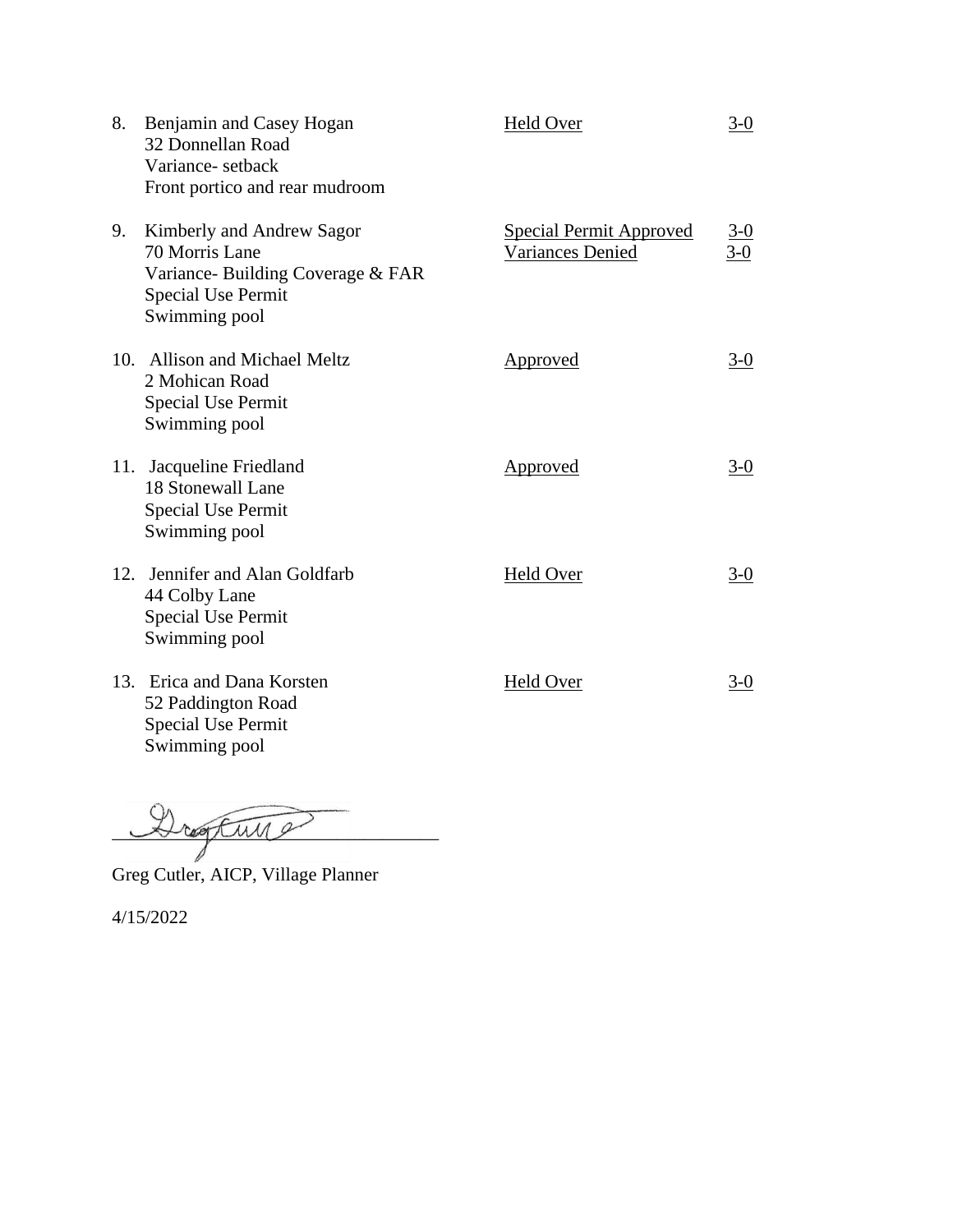| | Application | Decision | Vote |
|---|---|---|---|
| 8. | Benjamin and Casey Hogan<br>32 Donnellan Road<br>Variance- setback<br>Front portico and rear mudroom | Held Over | 3-0 |
| 9. | Kimberly and Andrew Sagor<br>70 Morris Lane<br>Variance- Building Coverage & FAR<br>Special Use Permit<br>Swimming pool | Special Permit Approved<br>Variances Denied | 3-0<br>3-0 |
| 10. | Allison and Michael Meltz<br>2 Mohican Road<br>Special Use Permit<br>Swimming pool | Approved | 3-0 |
| 11. | Jacqueline Friedland<br>18 Stonewall Lane<br>Special Use Permit<br>Swimming pool | Approved | 3-0 |
| 12. | Jennifer and Alan Goldfarb<br>44 Colby Lane<br>Special Use Permit<br>Swimming pool | Held Over | 3-0 |
| 13. | Erica and Dana Korsten<br>52 Paddington Road<br>Special Use Permit<br>Swimming pool | Held Over | 3-0 |

\_\_\_\_\_\_\_\_\_\_\_\_\_\_\_\_\_\_\_\_\_\_\_\_\_\_\_\_\_\_\_\_

Greg Cutler, AICP, Village Planner

4/15/2022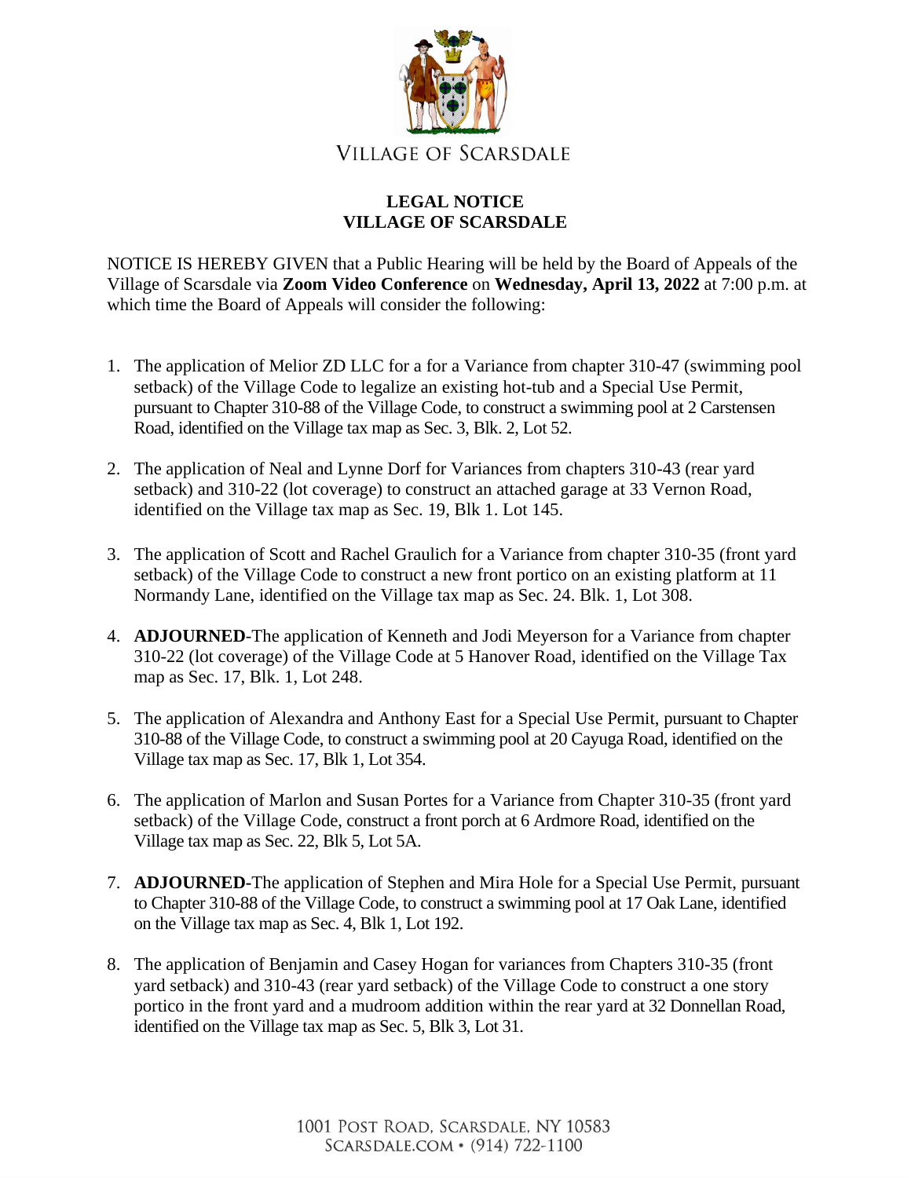VILLAGE OF SCARSDALE

**LEGAL NOTICE**
**VILLAGE OF SCARSDALE**

NOTICE IS HEREBY GIVEN that a Public Hearing will be held by the Board of Appeals of the Village of Scarsdale via **Zoom Video Conference** on **Wednesday, April 13, 2022** at 7:00 p.m. at which time the Board of Appeals will consider the following:

1. The application of Melior ZD LLC for a for a Variance from chapter 310-47 (swimming pool setback) of the Village Code to legalize an existing hot-tub and a Special Use Permit, pursuant to Chapter 310-88 of the Village Code, to construct a swimming pool at 2 Carstensen Road, identified on the Village tax map as Sec. 3, Blk. 2, Lot 52.

2. The application of Neal and Lynne Dorf for Variances from chapters 310-43 (rear yard setback) and 310-22 (lot coverage) to construct an attached garage at 33 Vernon Road, identified on the Village tax map as Sec. 19, Blk 1. Lot 145.

3. The application of Scott and Rachel Graulich for a Variance from chapter 310-35 (front yard setback) of the Village Code to construct a new front portico on an existing platform at 11 Normandy Lane, identified on the Village tax map as Sec. 24. Blk. 1, Lot 308.

4. **ADJOURNED**-The application of Kenneth and Jodi Meyerson for a Variance from chapter 310-22 (lot coverage) of the Village Code at 5 Hanover Road, identified on the Village Tax map as Sec. 17, Blk. 1, Lot 248.

5. The application of Alexandra and Anthony East for a Special Use Permit, pursuant to Chapter 310-88 of the Village Code, to construct a swimming pool at 20 Cayuga Road, identified on the Village tax map as Sec. 17, Blk 1, Lot 354.

6. The application of Marlon and Susan Portes for a Variance from Chapter 310-35 (front yard setback) of the Village Code, construct a front porch at 6 Ardmore Road, identified on the Village tax map as Sec. 22, Blk 5, Lot 5A.

7. **ADJOURNED**-The application of Stephen and Mira Hole for a Special Use Permit, pursuant to Chapter 310-88 of the Village Code, to construct a swimming pool at 17 Oak Lane, identified on the Village tax map as Sec. 4, Blk 1, Lot 192.

8. The application of Benjamin and Casey Hogan for variances from Chapters 310-35 (front yard setback) and 310-43 (rear yard setback) of the Village Code to construct a one story portico in the front yard and a mudroom addition within the rear yard at 32 Donnellan Road, identified on the Village tax map as Sec. 5, Blk 3, Lot 31.

1001 POST ROAD, SCARSDALE, NY 10583
SCARSDALE.COM • (914) 722-1100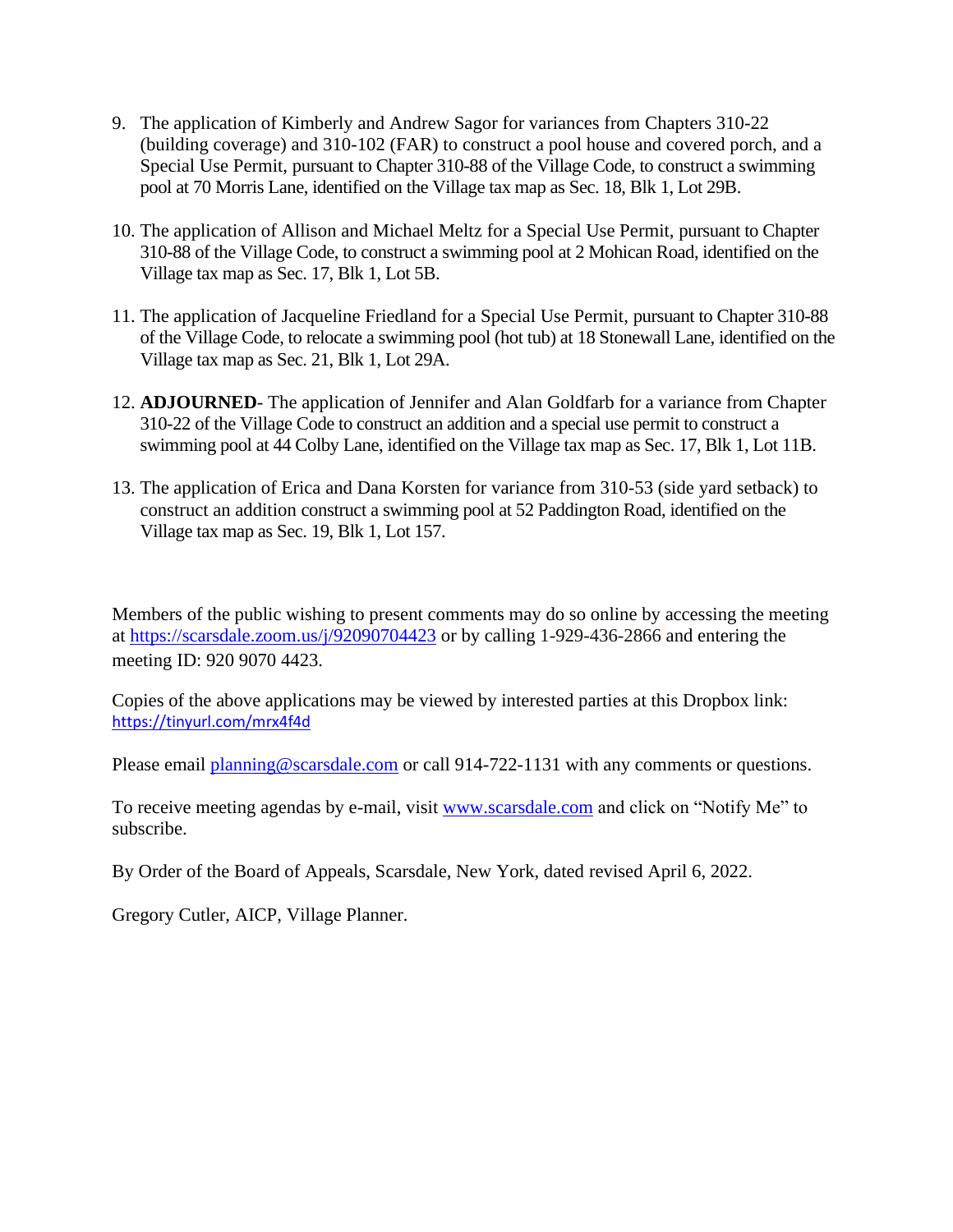9. The application of Kimberly and Andrew Sagor for variances from Chapters 310-22 (building coverage) and 310-102 (FAR) to construct a pool house and covered porch, and a Special Use Permit, pursuant to Chapter 310-88 of the Village Code, to construct a swimming pool at 70 Morris Lane, identified on the Village tax map as Sec. 18, Blk 1, Lot 29B.

10. The application of Allison and Michael Meltz for a Special Use Permit, pursuant to Chapter 310-88 of the Village Code, to construct a swimming pool at 2 Mohican Road, identified on the Village tax map as Sec. 17, Blk 1, Lot 5B.

11. The application of Jacqueline Friedland for a Special Use Permit, pursuant to Chapter 310-88 of the Village Code, to relocate a swimming pool (hot tub) at 18 Stonewall Lane, identified on the Village tax map as Sec. 21, Blk 1, Lot 29A.

12. **ADJOURNED**- The application of Jennifer and Alan Goldfarb for a variance from Chapter 310-22 of the Village Code to construct an addition and a special use permit to construct a swimming pool at 44 Colby Lane, identified on the Village tax map as Sec. 17, Blk 1, Lot 11B.

13. The application of Erica and Dana Korsten for variance from 310-53 (side yard setback) to construct an addition construct a swimming pool at 52 Paddington Road, identified on the Village tax map as Sec. 19, Blk 1, Lot 157.

Members of the public wishing to present comments may do so online by accessing the meeting at https://scarsdale.zoom.us/j/92090704423 or by calling 1-929-436-2866 and entering the meeting ID: 920 9070 4423.

Copies of the above applications may be viewed by interested parties at this Dropbox link: https://tinyurl.com/mrx4f4d

Please email planning@scarsdale.com or call 914-722-1131 with any comments or questions.

To receive meeting agendas by e-mail, visit www.scarsdale.com and click on "Notify Me" to subscribe.

By Order of the Board of Appeals, Scarsdale, New York, dated revised April 6, 2022.

Gregory Cutler, AICP, Village Planner.